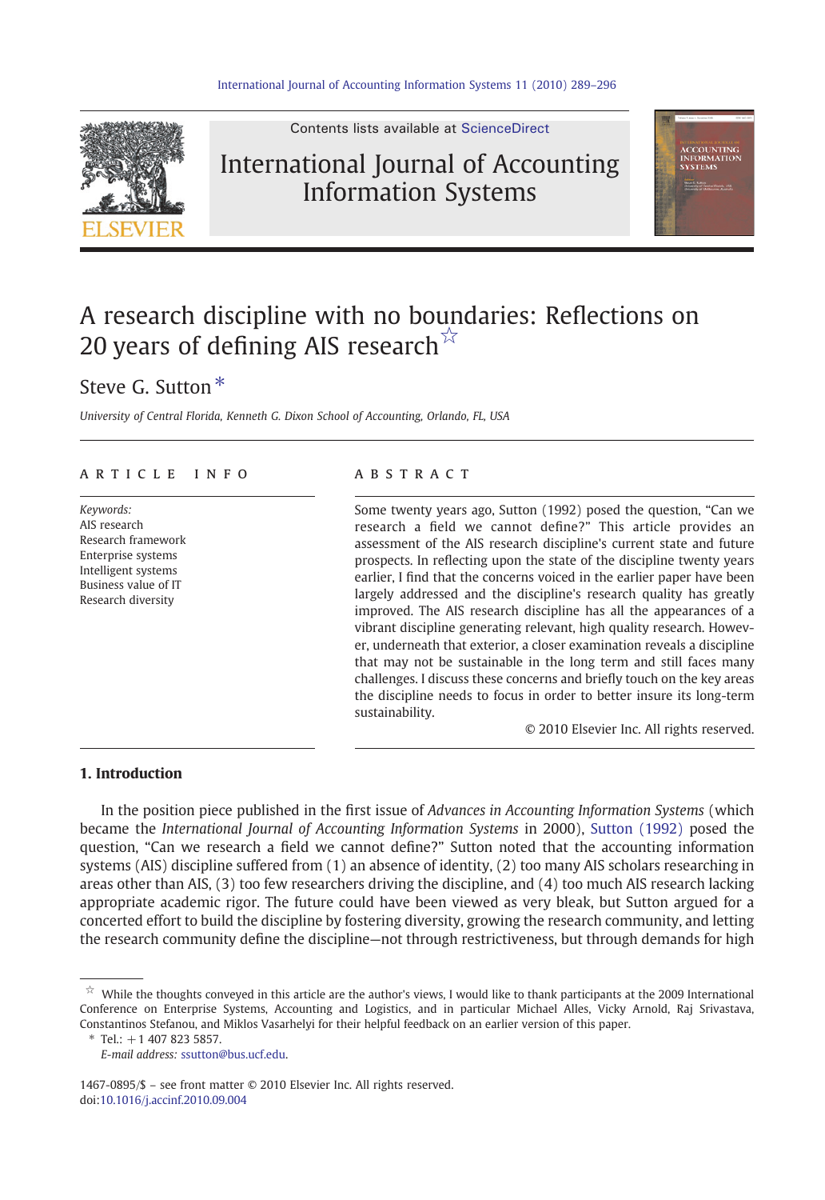# A research discipline with no boundaries: Reflections on 20 years of defining AIS research ☆

Steve G. Sutton *

*University of Central Florida, Kenneth G. Dixon School of Accounting, Orlando, FL, USA*

## ARTICLE INFO

*Keywords:*
AIS research
Research framework
Enterprise systems
Intelligent systems
Business value of IT
Research diversity

## ABSTRACT

Some twenty years ago, Sutton (1992) posed the question, "Can we research a field we cannot define?" This article provides an assessment of the AIS research discipline's current state and future prospects. In reflecting upon the state of the discipline twenty years earlier, I find that the concerns voiced in the earlier paper have been largely addressed and the discipline's research quality has greatly improved. The AIS research discipline has all the appearances of a vibrant discipline generating relevant, high quality research. However, underneath that exterior, a closer examination reveals a discipline that may not be sustainable in the long term and still faces many challenges. I discuss these concerns and briefly touch on the key areas the discipline needs to focus in order to better insure its long-term sustainability.

© 2010 Elsevier Inc. All rights reserved.

## 1. Introduction

In the position piece published in the first issue of *Advances in Accounting Information Systems* (which became the *International Journal of Accounting Information Systems* in 2000), Sutton (1992) posed the question, "Can we research a field we cannot define?" Sutton noted that the accounting information systems (AIS) discipline suffered from (1) an absence of identity, (2) too many AIS scholars researching in areas other than AIS, (3) too few researchers driving the discipline, and (4) too much AIS research lacking appropriate academic rigor. The future could have been viewed as very bleak, but Sutton argued for a concerted effort to build the discipline by fostering diversity, growing the research community, and letting the research community define the discipline—not through restrictiveness, but through demands for high

---

☆ While the thoughts conveyed in this article are the author's views, I would like to thank participants at the 2009 International Conference on Enterprise Systems, Accounting and Logistics, and in particular Michael Alles, Vicky Arnold, Raj Srivastava, Constantinos Stefanou, and Miklos Vasarhelyi for their helpful feedback on an earlier version of this paper.

\* Tel.: +1 407 823 5857.
*E-mail address:* ssutton@bus.ucf.edu.

1467-0895/$ – see front matter © 2010 Elsevier Inc. All rights reserved.
doi:10.1016/j.accinf.2010.09.004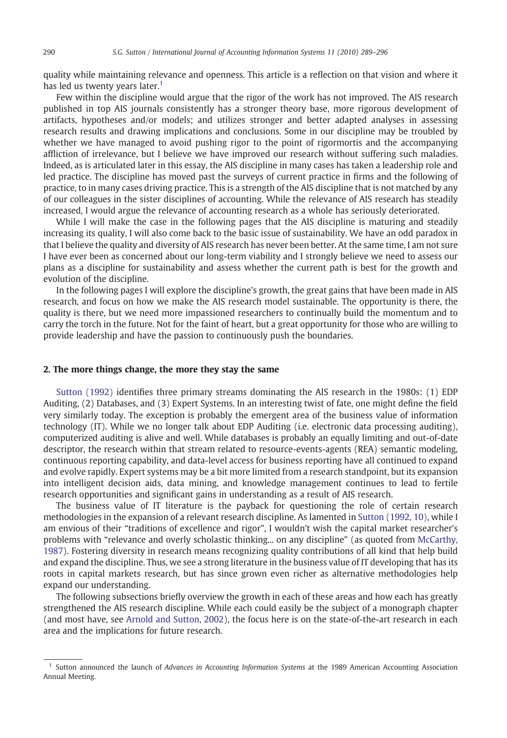quality while maintaining relevance and openness. This article is a reflection on that vision and where it has led us twenty years later.[1]

Few within the discipline would argue that the rigor of the work has not improved. The AIS research published in top AIS journals consistently has a stronger theory base, more rigorous development of artifacts, hypotheses and/or models; and utilizes stronger and better adapted analyses in assessing research results and drawing implications and conclusions. Some in our discipline may be troubled by whether we have managed to avoid pushing rigor to the point of rigormortis and the accompanying affliction of irrelevance, but I believe we have improved our research without suffering such maladies. Indeed, as is articulated later in this essay, the AIS discipline in many cases has taken a leadership role and led practice. The discipline has moved past the surveys of current practice in firms and the following of practice, to in many cases driving practice. This is a strength of the AIS discipline that is not matched by any of our colleagues in the sister disciplines of accounting. While the relevance of AIS research has steadily increased, I would argue the relevance of accounting research as a whole has seriously deteriorated.

While I will make the case in the following pages that the AIS discipline is maturing and steadily increasing its quality, I will also come back to the basic issue of sustainability. We have an odd paradox in that I believe the quality and diversity of AIS research has never been better. At the same time, I am not sure I have ever been as concerned about our long-term viability and I strongly believe we need to assess our plans as a discipline for sustainability and assess whether the current path is best for the growth and evolution of the discipline.

In the following pages I will explore the discipline's growth, the great gains that have been made in AIS research, and focus on how we make the AIS research model sustainable. The opportunity is there, the quality is there, but we need more impassioned researchers to continually build the momentum and to carry the torch in the future. Not for the faint of heart, but a great opportunity for those who are willing to provide leadership and have the passion to continuously push the boundaries.

## 2. The more things change, the more they stay the same

Sutton (1992) identifies three primary streams dominating the AIS research in the 1980s: (1) EDP Auditing, (2) Databases, and (3) Expert Systems. In an interesting twist of fate, one might define the field very similarly today. The exception is probably the emergent area of the business value of information technology (IT). While we no longer talk about EDP Auditing (i.e. electronic data processing auditing), computerized auditing is alive and well. While databases is probably an equally limiting and out-of-date descriptor, the research within that stream related to resource-events-agents (REA) semantic modeling, continuous reporting capability, and data-level access for business reporting have all continued to expand and evolve rapidly. Expert systems may be a bit more limited from a research standpoint, but its expansion into intelligent decision aids, data mining, and knowledge management continues to lead to fertile research opportunities and significant gains in understanding as a result of AIS research.

The business value of IT literature is the payback for questioning the role of certain research methodologies in the expansion of a relevant research discipline. As lamented in Sutton (1992, 10), while I am envious of their "traditions of excellence and rigor", I wouldn't wish the capital market researcher's problems with "relevance and overly scholastic thinking... on any discipline" (as quoted from McCarthy, 1987). Fostering diversity in research means recognizing quality contributions of all kind that help build and expand the discipline. Thus, we see a strong literature in the business value of IT developing that has its roots in capital markets research, but has since grown even richer as alternative methodologies help expand our understanding.

The following subsections briefly overview the growth in each of these areas and how each has greatly strengthened the AIS research discipline. While each could easily be the subject of a monograph chapter (and most have, see Arnold and Sutton, 2002), the focus here is on the state-of-the-art research in each area and the implications for future research.

---

[1] Sutton announced the launch of *Advances in Accounting Information Systems* at the 1989 American Accounting Association Annual Meeting.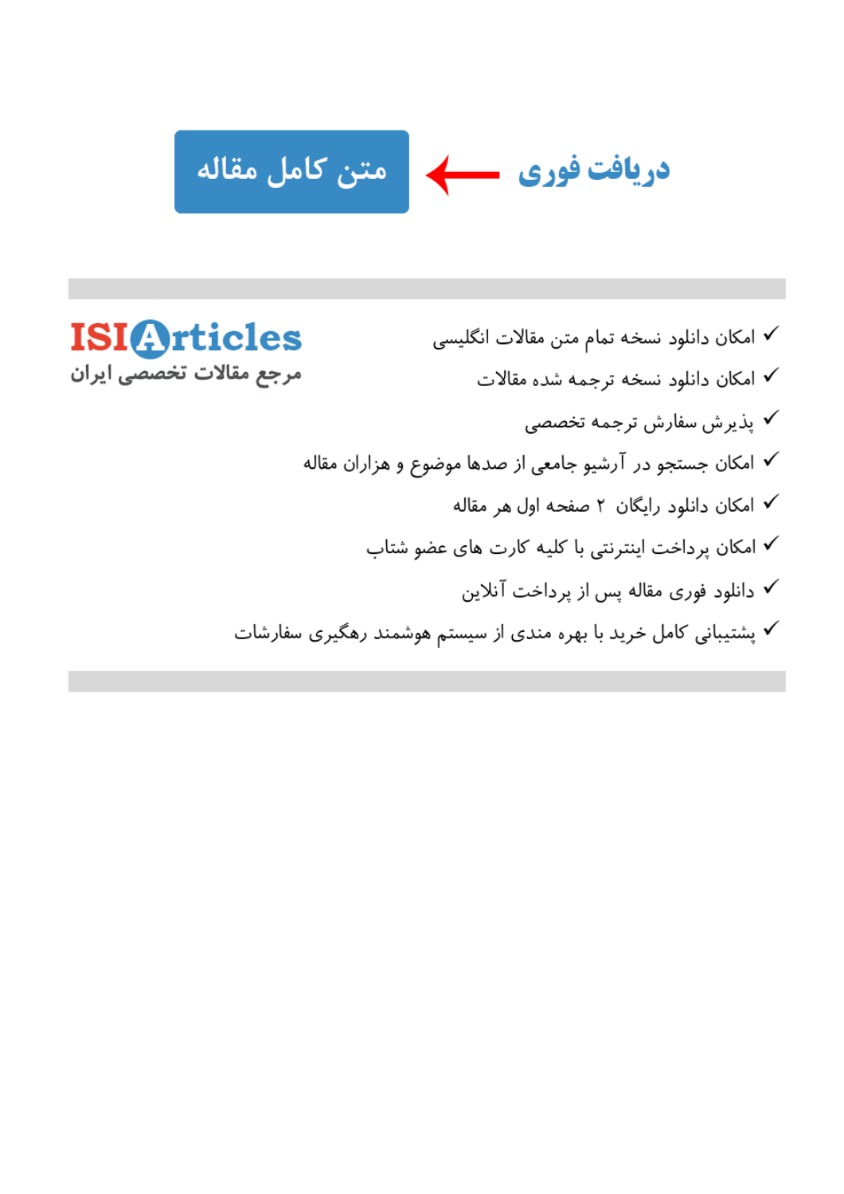دریافت فوری ← متن کامل مقاله

**ISIArticles**
مرجع مقالات تخصصی ایران

- ✓ امکان دانلود نسخه تمام متن مقالات انگلیسی
- ✓ امکان دانلود نسخه ترجمه شده مقالات
- ✓ پذیرش سفارش ترجمه تخصصی
- ✓ امکان جستجو در آرشیو جامعی از صدها موضوع و هزاران مقاله
- ✓ امکان دانلود رایگان ۲ صفحه اول هر مقاله
- ✓ امکان پرداخت اینترنتی با کلیه کارت های عضو شتاب
- ✓ دانلود فوری مقاله پس از پرداخت آنلاین
- ✓ پشتیبانی کامل خرید با بهره مندی از سیستم هوشمند رهگیری سفارشات